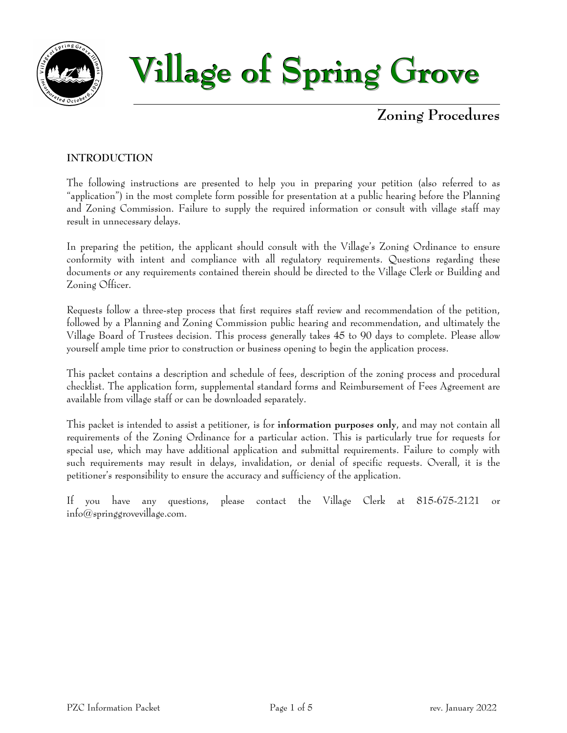# Village of Spring Grove

## Zoning Procedures

### INTRODUCTION

The following instructions are presented to help you in preparing your petition (also referred to as "application") in the most complete form possible for presentation at a public hearing before the Planning and Zoning Commission. Failure to supply the required information or consult with village staff may result in unnecessary delays.

In preparing the petition, the applicant should consult with the Village's Zoning Ordinance to ensure conformity with intent and compliance with all regulatory requirements. Questions regarding these documents or any requirements contained therein should be directed to the Village Clerk or Building and Zoning Officer.

Requests follow a three-step process that first requires staff review and recommendation of the petition, followed by a Planning and Zoning Commission public hearing and recommendation, and ultimately the Village Board of Trustees decision. This process generally takes 45 to 90 days to complete. Please allow yourself ample time prior to construction or business opening to begin the application process.

This packet contains a description and schedule of fees, description of the zoning process and procedural checklist. The application form, supplemental standard forms and Reimbursement of Fees Agreement are available from village staff or can be downloaded separately.

This packet is intended to assist a petitioner, is for **information purposes only**, and may not contain all requirements of the Zoning Ordinance for a particular action. This is particularly true for requests for special use, which may have additional application and submittal requirements. Failure to comply with such requirements may result in delays, invalidation, or denial of specific requests. Overall, it is the petitioner's responsibility to ensure the accuracy and sufficiency of the application.

If you have any questions, please contact the Village Clerk at 815-675-2121 or info@springgrovevillage.com.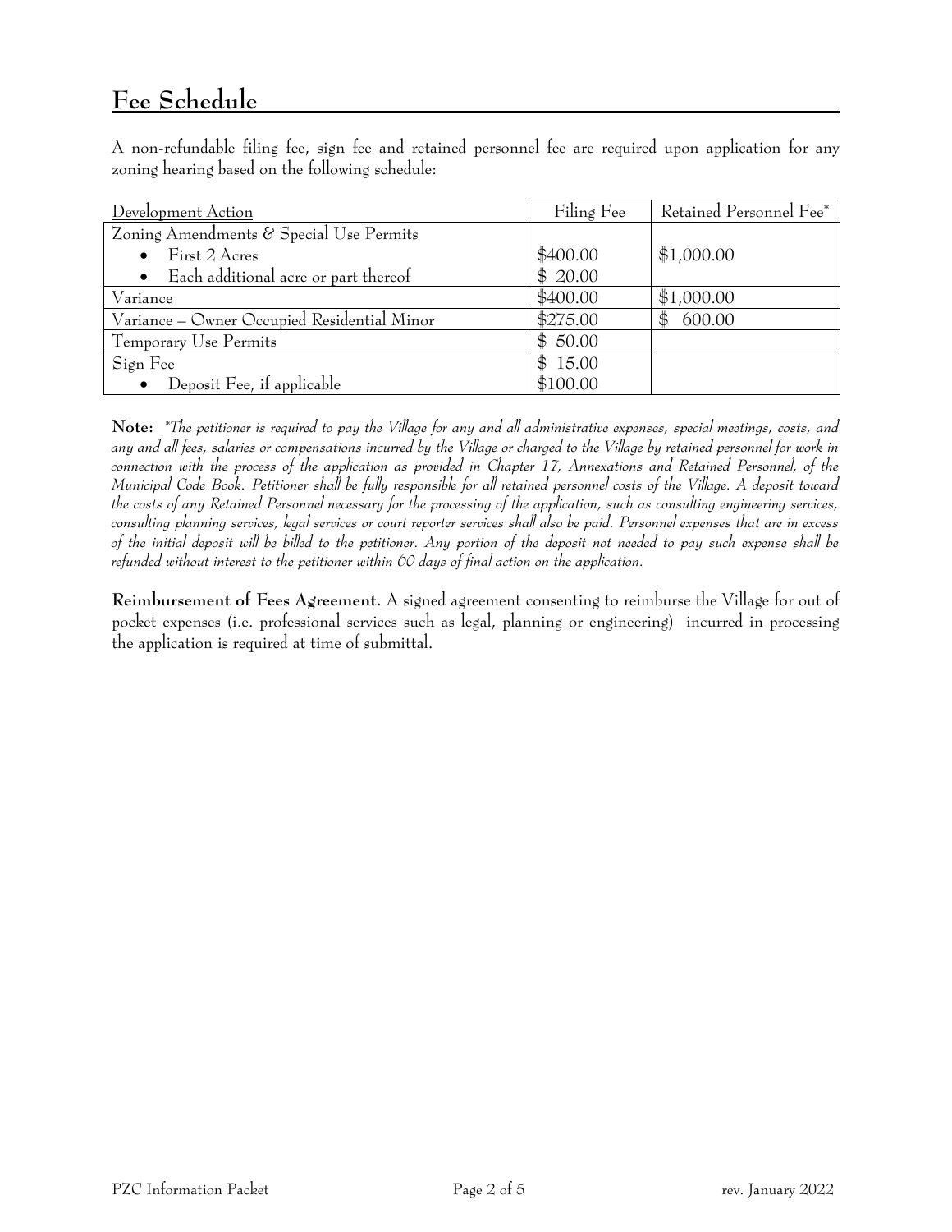## Fee Schedule

A non-refundable filing fee, sign fee and retained personnel fee are required upon application for any zoning hearing based on the following schedule:

| Development Action | Filing Fee | Retained Personnel Fee* |
|---|---|---|
| Zoning Amendments & Special Use Permits | | |
| • First 2 Acres | $400.00 | $1,000.00 |
| • Each additional acre or part thereof | $ 20.00 | |
| Variance | $400.00 | $1,000.00 |
| Variance – Owner Occupied Residential Minor | $275.00 | $ 600.00 |
| Temporary Use Permits | $ 50.00 | |
| Sign Fee | $ 15.00 | |
| • Deposit Fee, if applicable | $100.00 | |

**Note:** *\*The petitioner is required to pay the Village for any and all administrative expenses, special meetings, costs, and any and all fees, salaries or compensations incurred by the Village or charged to the Village by retained personnel for work in connection with the process of the application as provided in Chapter 17, Annexations and Retained Personnel, of the Municipal Code Book. Petitioner shall be fully responsible for all retained personnel costs of the Village. A deposit toward the costs of any Retained Personnel necessary for the processing of the application, such as consulting engineering services, consulting planning services, legal services or court reporter services shall also be paid. Personnel expenses that are in excess of the initial deposit will be billed to the petitioner. Any portion of the deposit not needed to pay such expense shall be refunded without interest to the petitioner within 60 days of final action on the application.*

**Reimbursement of Fees Agreement.** A signed agreement consenting to reimburse the Village for out of pocket expenses (i.e. professional services such as legal, planning or engineering) incurred in processing the application is required at time of submittal.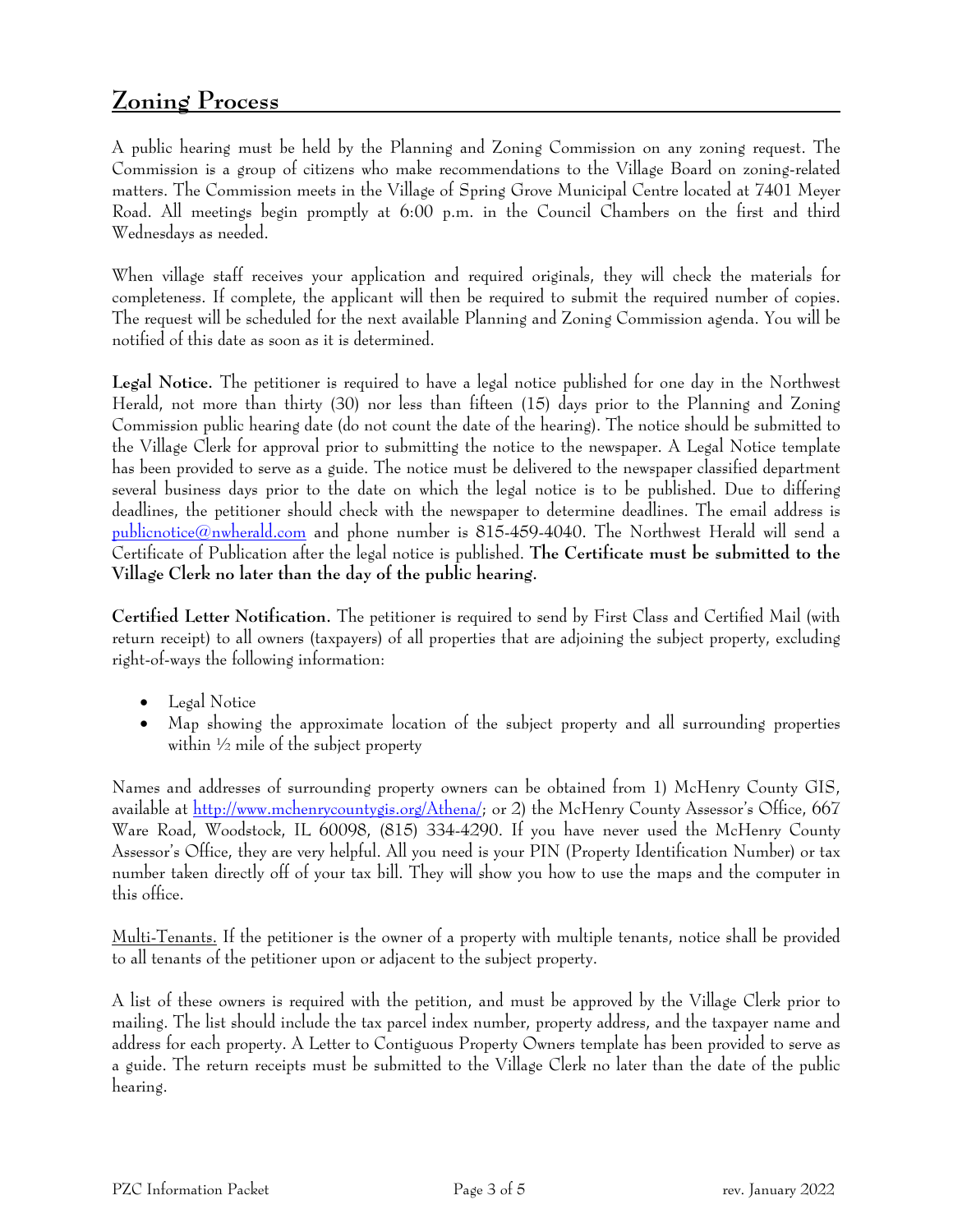## Zoning Process

A public hearing must be held by the Planning and Zoning Commission on any zoning request. The Commission is a group of citizens who make recommendations to the Village Board on zoning-related matters. The Commission meets in the Village of Spring Grove Municipal Centre located at 7401 Meyer Road. All meetings begin promptly at 6:00 p.m. in the Council Chambers on the first and third Wednesdays as needed.

When village staff receives your application and required originals, they will check the materials for completeness. If complete, the applicant will then be required to submit the required number of copies. The request will be scheduled for the next available Planning and Zoning Commission agenda. You will be notified of this date as soon as it is determined.

**Legal Notice.** The petitioner is required to have a legal notice published for one day in the Northwest Herald, not more than thirty (30) nor less than fifteen (15) days prior to the Planning and Zoning Commission public hearing date (do not count the date of the hearing). The notice should be submitted to the Village Clerk for approval prior to submitting the notice to the newspaper. A Legal Notice template has been provided to serve as a guide. The notice must be delivered to the newspaper classified department several business days prior to the date on which the legal notice is to be published. Due to differing deadlines, the petitioner should check with the newspaper to determine deadlines. The email address is publicnotice@nwherald.com and phone number is 815-459-4040. The Northwest Herald will send a Certificate of Publication after the legal notice is published. **The Certificate must be submitted to the Village Clerk no later than the day of the public hearing.**

**Certified Letter Notification.** The petitioner is required to send by First Class and Certified Mail (with return receipt) to all owners (taxpayers) of all properties that are adjoining the subject property, excluding right-of-ways the following information:

- Legal Notice
- Map showing the approximate location of the subject property and all surrounding properties within ½ mile of the subject property

Names and addresses of surrounding property owners can be obtained from 1) McHenry County GIS, available at http://www.mchenrycountygis.org/Athena/; or 2) the McHenry County Assessor's Office, 667 Ware Road, Woodstock, IL 60098, (815) 334-4290. If you have never used the McHenry County Assessor's Office, they are very helpful. All you need is your PIN (Property Identification Number) or tax number taken directly off of your tax bill. They will show you how to use the maps and the computer in this office.

Multi-Tenants. If the petitioner is the owner of a property with multiple tenants, notice shall be provided to all tenants of the petitioner upon or adjacent to the subject property.

A list of these owners is required with the petition, and must be approved by the Village Clerk prior to mailing. The list should include the tax parcel index number, property address, and the taxpayer name and address for each property. A Letter to Contiguous Property Owners template has been provided to serve as a guide. The return receipts must be submitted to the Village Clerk no later than the date of the public hearing.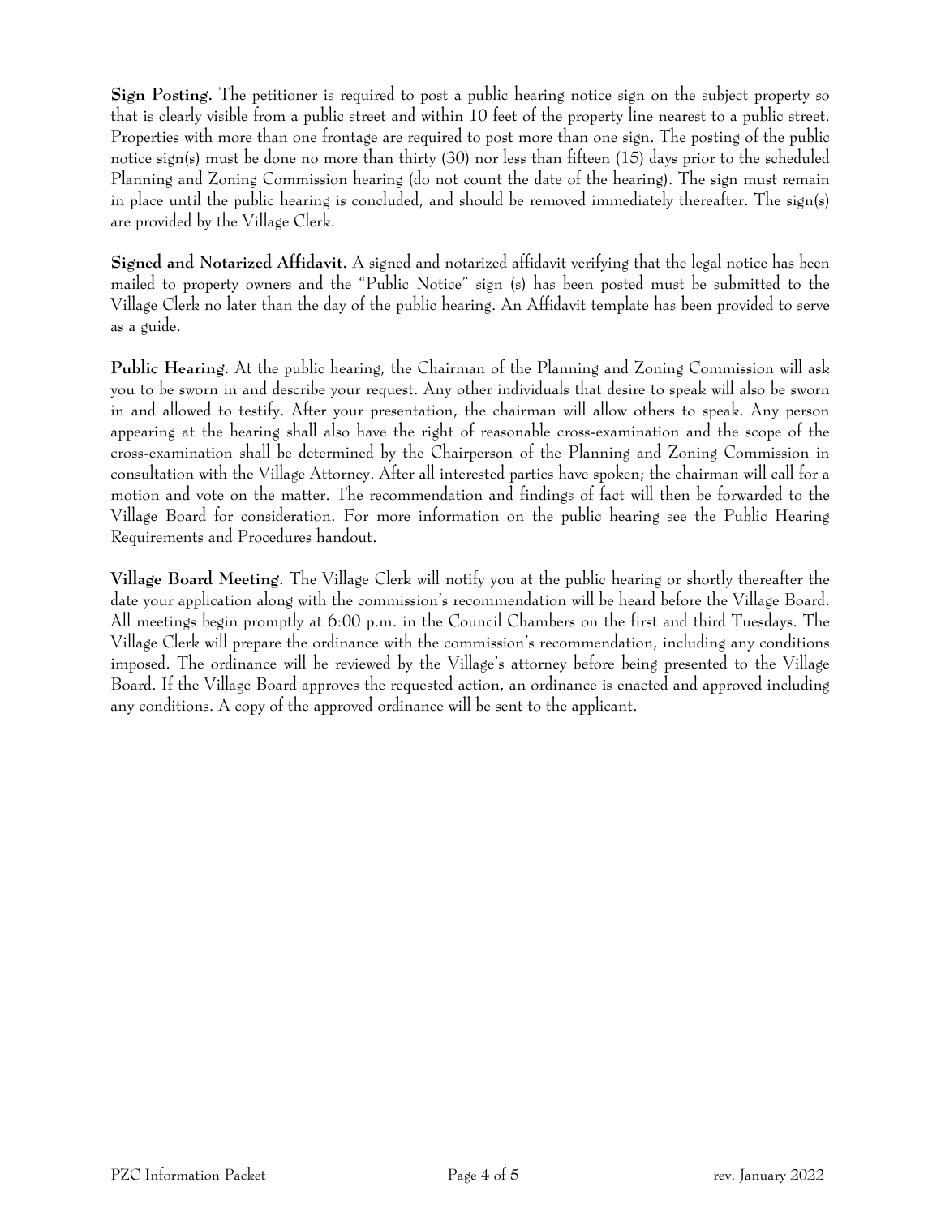**Sign Posting.** The petitioner is required to post a public hearing notice sign on the subject property so that is clearly visible from a public street and within 10 feet of the property line nearest to a public street. Properties with more than one frontage are required to post more than one sign. The posting of the public notice sign(s) must be done no more than thirty (30) nor less than fifteen (15) days prior to the scheduled Planning and Zoning Commission hearing (do not count the date of the hearing). The sign must remain in place until the public hearing is concluded, and should be removed immediately thereafter. The sign(s) are provided by the Village Clerk.

**Signed and Notarized Affidavit.** A signed and notarized affidavit verifying that the legal notice has been mailed to property owners and the "Public Notice" sign (s) has been posted must be submitted to the Village Clerk no later than the day of the public hearing. An Affidavit template has been provided to serve as a guide.

**Public Hearing.** At the public hearing, the Chairman of the Planning and Zoning Commission will ask you to be sworn in and describe your request. Any other individuals that desire to speak will also be sworn in and allowed to testify. After your presentation, the chairman will allow others to speak. Any person appearing at the hearing shall also have the right of reasonable cross-examination and the scope of the cross-examination shall be determined by the Chairperson of the Planning and Zoning Commission in consultation with the Village Attorney. After all interested parties have spoken; the chairman will call for a motion and vote on the matter. The recommendation and findings of fact will then be forwarded to the Village Board for consideration. For more information on the public hearing see the Public Hearing Requirements and Procedures handout.

**Village Board Meeting.** The Village Clerk will notify you at the public hearing or shortly thereafter the date your application along with the commission's recommendation will be heard before the Village Board. All meetings begin promptly at 6:00 p.m. in the Council Chambers on the first and third Tuesdays. The Village Clerk will prepare the ordinance with the commission's recommendation, including any conditions imposed. The ordinance will be reviewed by the Village's attorney before being presented to the Village Board. If the Village Board approves the requested action, an ordinance is enacted and approved including any conditions. A copy of the approved ordinance will be sent to the applicant.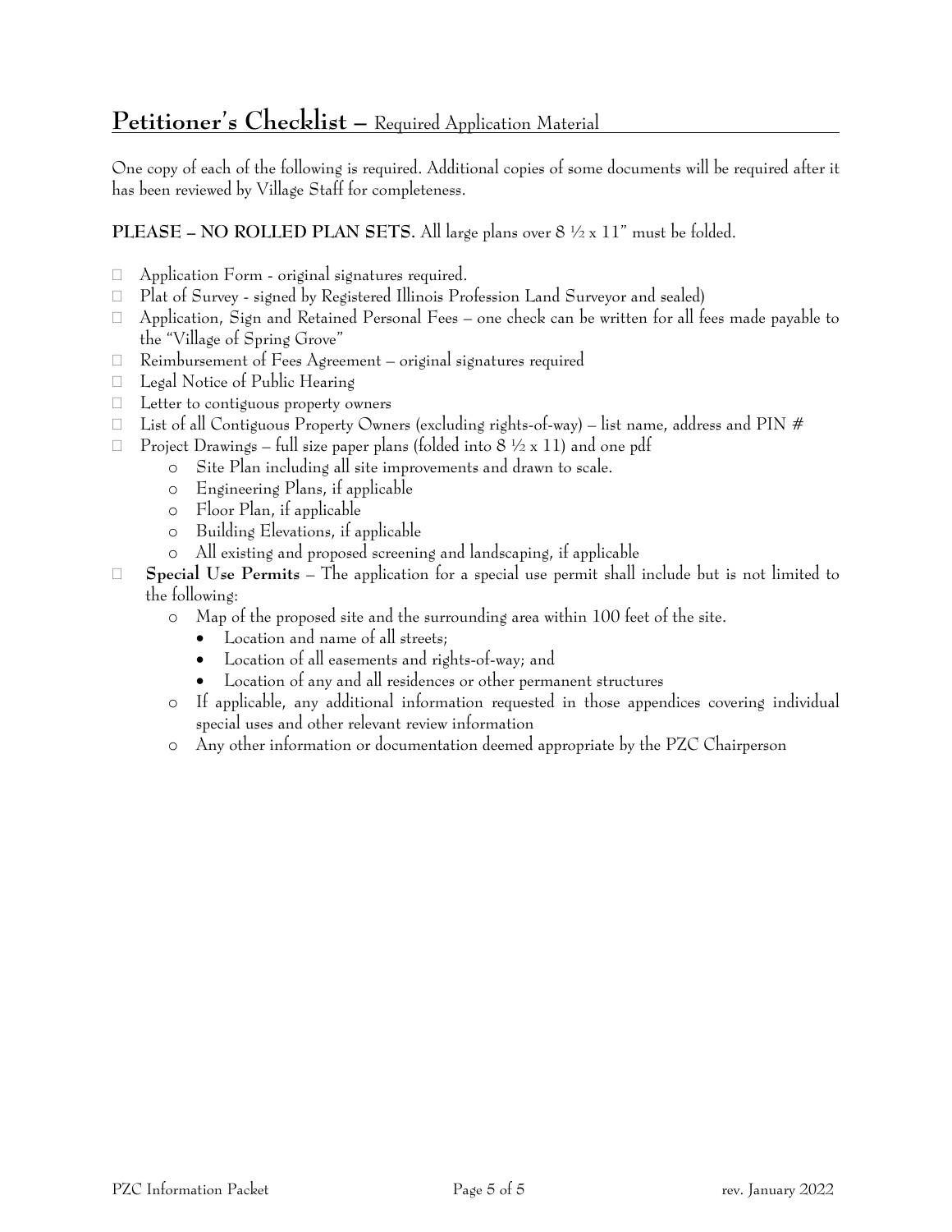## **Petitioner's Checklist –** Required Application Material

One copy of each of the following is required. Additional copies of some documents will be required after it has been reviewed by Village Staff for completeness.

**PLEASE – NO ROLLED PLAN SETS.** All large plans over 8 ½ x 11" must be folded.

- Application Form - original signatures required.
- Plat of Survey - signed by Registered Illinois Profession Land Surveyor and sealed)
- Application, Sign and Retained Personal Fees – one check can be written for all fees made payable to the "Village of Spring Grove"
- Reimbursement of Fees Agreement – original signatures required
- Legal Notice of Public Hearing
- Letter to contiguous property owners
- List of all Contiguous Property Owners (excluding rights-of-way) – list name, address and PIN #
- Project Drawings – full size paper plans (folded into 8 ½ x 11) and one pdf
    - Site Plan including all site improvements and drawn to scale.
    - Engineering Plans, if applicable
    - Floor Plan, if applicable
    - Building Elevations, if applicable
    - All existing and proposed screening and landscaping, if applicable
- **Special Use Permits** – The application for a special use permit shall include but is not limited to the following:
    - Map of the proposed site and the surrounding area within 100 feet of the site.
        - Location and name of all streets;
        - Location of all easements and rights-of-way; and
        - Location of any and all residences or other permanent structures
    - If applicable, any additional information requested in those appendices covering individual special uses and other relevant review information
    - Any other information or documentation deemed appropriate by the PZC Chairperson